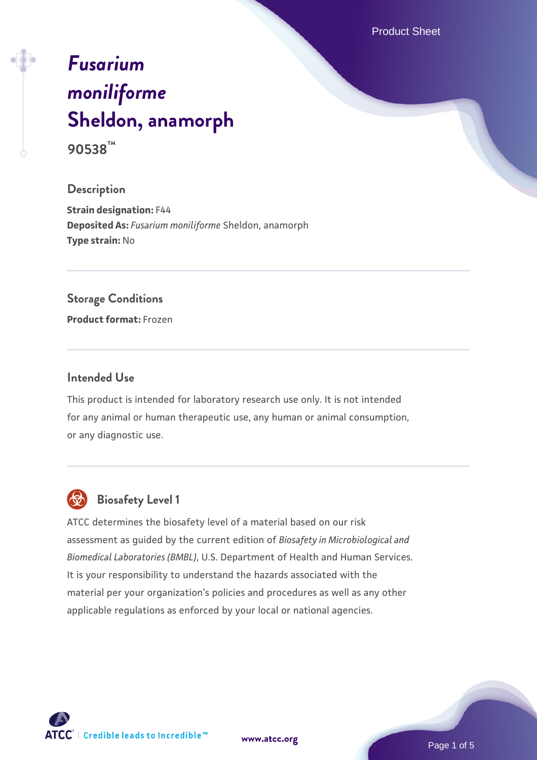# *Fusarium moniliforme* Sheldon, anamorph

**90538™**

## Description

**Strain designation:** F44
**Deposited As:** *Fusarium moniliforme* Sheldon, anamorph
**Type strain:** No

## Storage Conditions

**Product format:** Frozen

## Intended Use

This product is intended for laboratory research use only. It is not intended for any animal or human therapeutic use, any human or animal consumption, or any diagnostic use.

## Biosafety Level 1

ATCC determines the biosafety level of a material based on our risk assessment as guided by the current edition of *Biosafety in Microbiological and Biomedical Laboratories (BMBL)*, U.S. Department of Health and Human Services. It is your responsibility to understand the hazards associated with the material per your organization's policies and procedures as well as any other applicable regulations as enforced by your local or national agencies.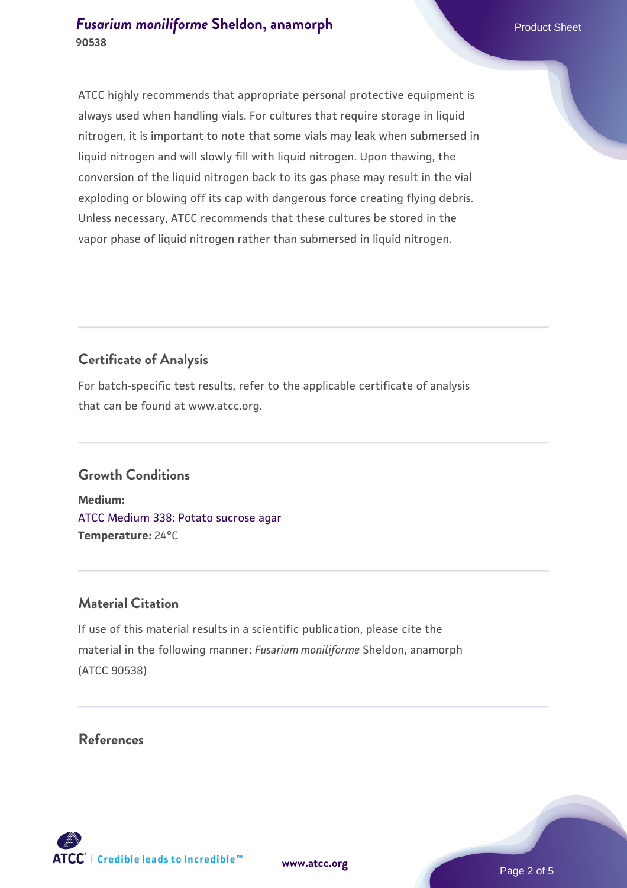ATCC highly recommends that appropriate personal protective equipment is always used when handling vials. For cultures that require storage in liquid nitrogen, it is important to note that some vials may leak when submersed in liquid nitrogen and will slowly fill with liquid nitrogen. Upon thawing, the conversion of the liquid nitrogen back to its gas phase may result in the vial exploding or blowing off its cap with dangerous force creating flying debris. Unless necessary, ATCC recommends that these cultures be stored in the vapor phase of liquid nitrogen rather than submersed in liquid nitrogen.

## Certificate of Analysis

For batch-specific test results, refer to the applicable certificate of analysis that can be found at www.atcc.org.

## Growth Conditions

**Medium:**
ATCC Medium 338: Potato sucrose agar
**Temperature:** 24°C

## Material Citation

If use of this material results in a scientific publication, please cite the material in the following manner: *Fusarium moniliforme* Sheldon, anamorph (ATCC 90538)

## References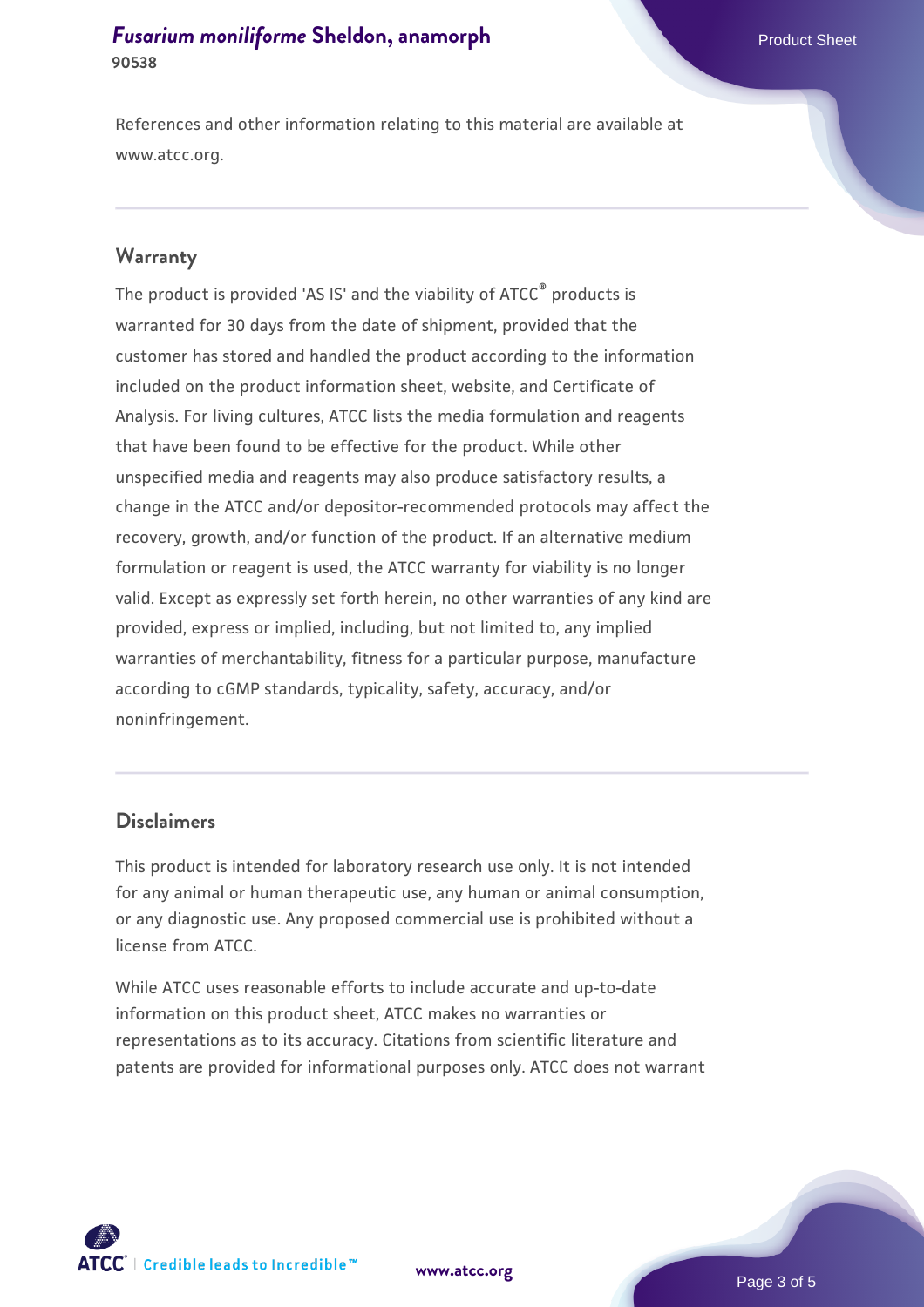References and other information relating to this material are available at www.atcc.org.

## Warranty

The product is provided 'AS IS' and the viability of ATCC® products is warranted for 30 days from the date of shipment, provided that the customer has stored and handled the product according to the information included on the product information sheet, website, and Certificate of Analysis. For living cultures, ATCC lists the media formulation and reagents that have been found to be effective for the product. While other unspecified media and reagents may also produce satisfactory results, a change in the ATCC and/or depositor-recommended protocols may affect the recovery, growth, and/or function of the product. If an alternative medium formulation or reagent is used, the ATCC warranty for viability is no longer valid. Except as expressly set forth herein, no other warranties of any kind are provided, express or implied, including, but not limited to, any implied warranties of merchantability, fitness for a particular purpose, manufacture according to cGMP standards, typicality, safety, accuracy, and/or noninfringement.

## Disclaimers

This product is intended for laboratory research use only. It is not intended for any animal or human therapeutic use, any human or animal consumption, or any diagnostic use. Any proposed commercial use is prohibited without a license from ATCC.

While ATCC uses reasonable efforts to include accurate and up-to-date information on this product sheet, ATCC makes no warranties or representations as to its accuracy. Citations from scientific literature and patents are provided for informational purposes only. ATCC does not warrant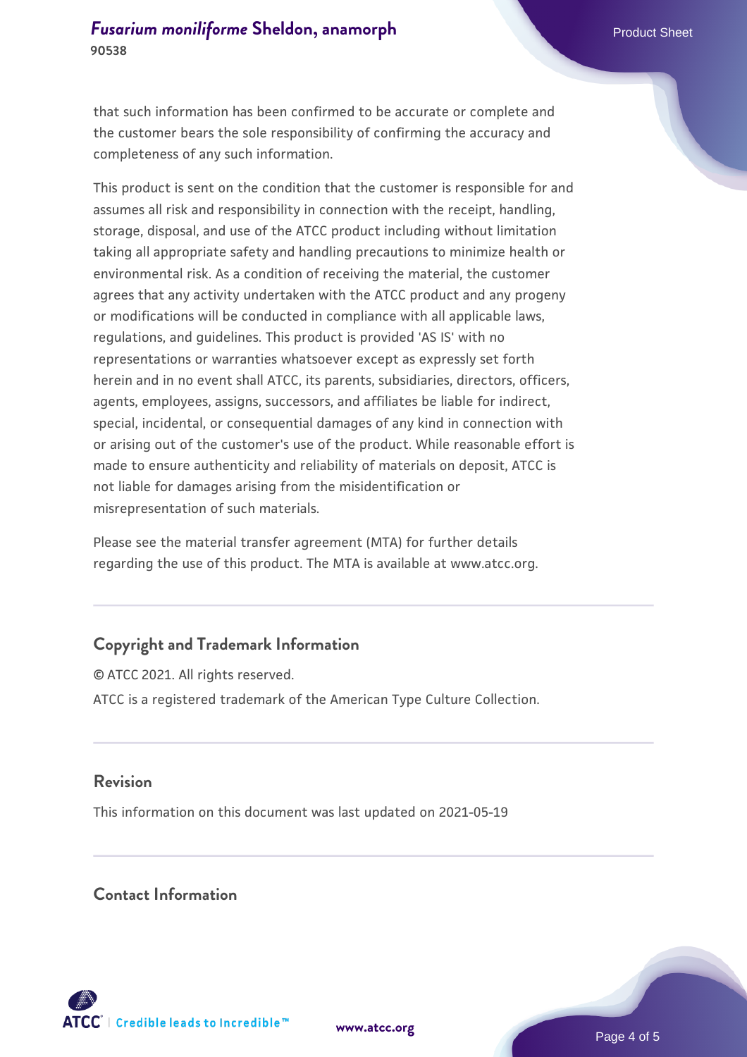that such information has been confirmed to be accurate or complete and the customer bears the sole responsibility of confirming the accuracy and completeness of any such information.

This product is sent on the condition that the customer is responsible for and assumes all risk and responsibility in connection with the receipt, handling, storage, disposal, and use of the ATCC product including without limitation taking all appropriate safety and handling precautions to minimize health or environmental risk. As a condition of receiving the material, the customer agrees that any activity undertaken with the ATCC product and any progeny or modifications will be conducted in compliance with all applicable laws, regulations, and guidelines. This product is provided 'AS IS' with no representations or warranties whatsoever except as expressly set forth herein and in no event shall ATCC, its parents, subsidiaries, directors, officers, agents, employees, assigns, successors, and affiliates be liable for indirect, special, incidental, or consequential damages of any kind in connection with or arising out of the customer's use of the product. While reasonable effort is made to ensure authenticity and reliability of materials on deposit, ATCC is not liable for damages arising from the misidentification or misrepresentation of such materials.

Please see the material transfer agreement (MTA) for further details regarding the use of this product. The MTA is available at www.atcc.org.

## Copyright and Trademark Information

© ATCC 2021. All rights reserved.

ATCC is a registered trademark of the American Type Culture Collection.

## Revision

This information on this document was last updated on 2021-05-19

## Contact Information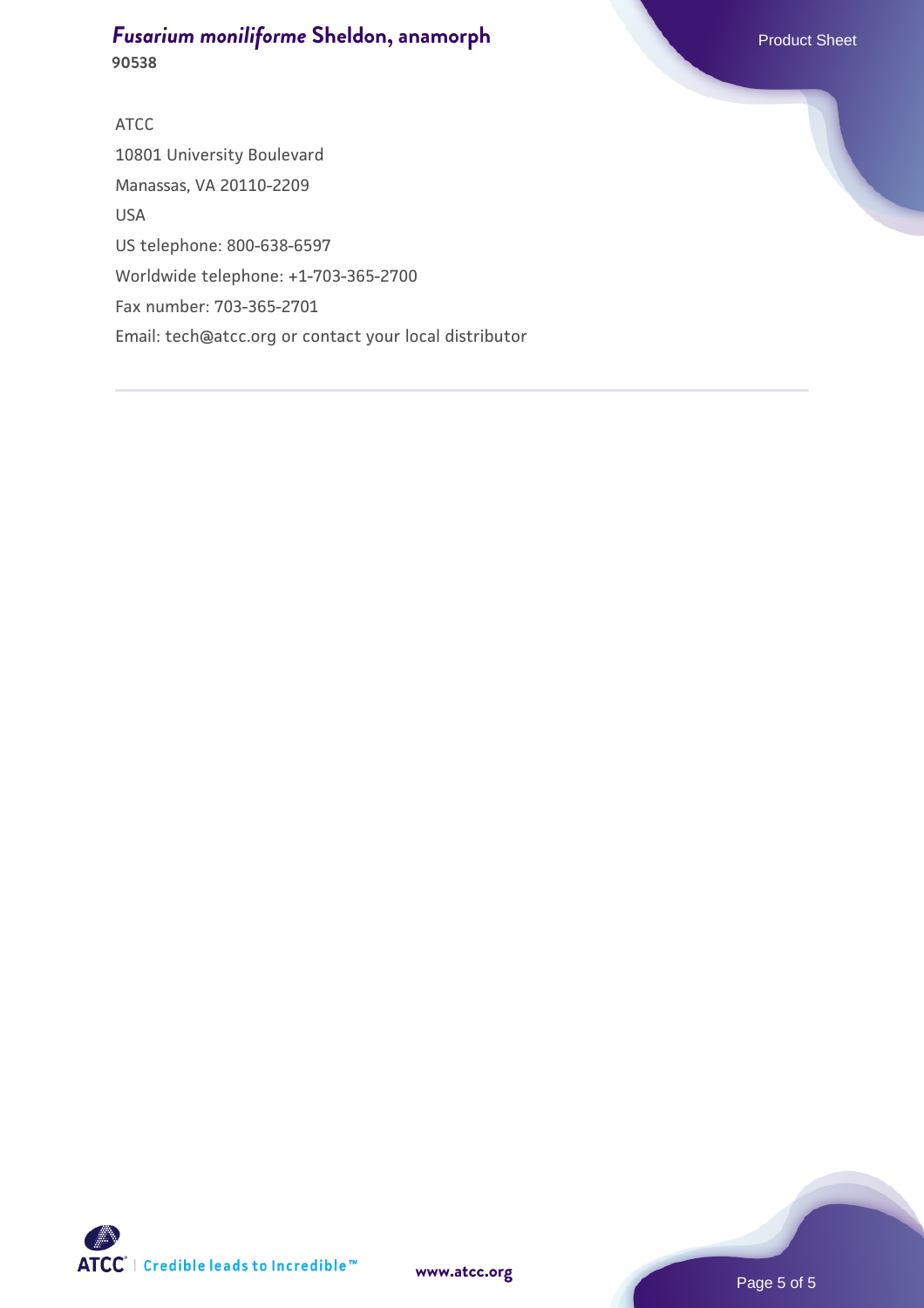ATCC

10801 University Boulevard

Manassas, VA 20110-2209

USA

US telephone: 800-638-6597

Worldwide telephone: +1-703-365-2700

Fax number: 703-365-2701

Email: tech@atcc.org or contact your local distributor